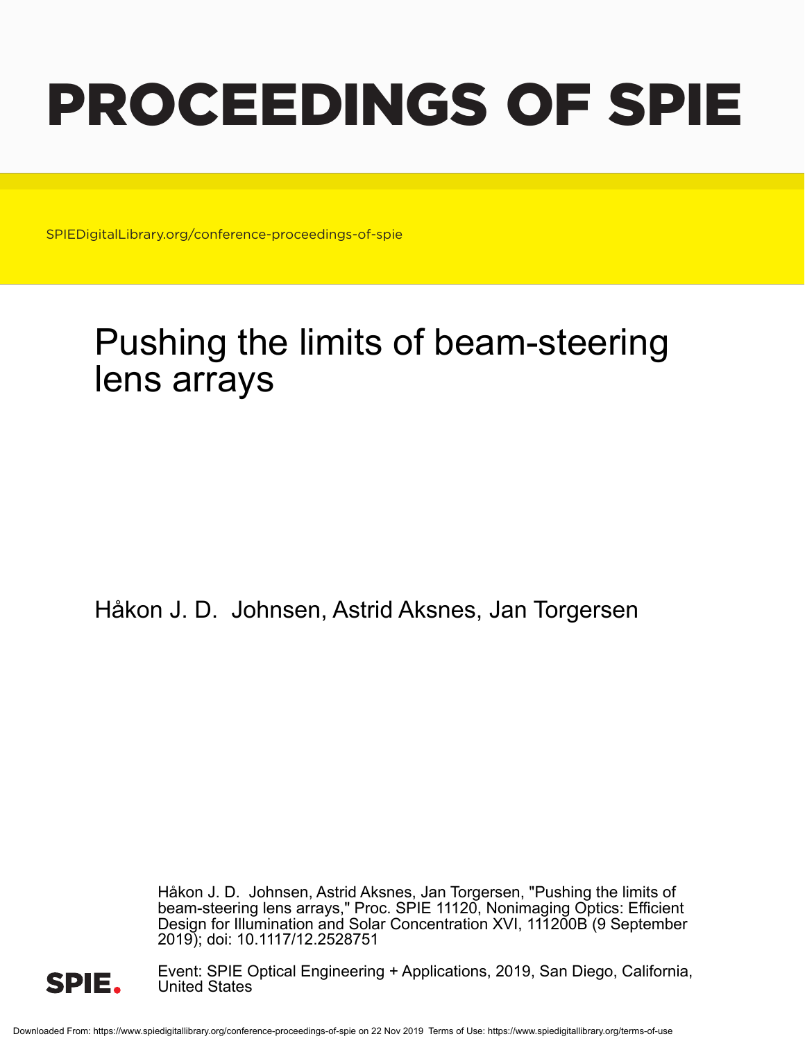# PROCEEDINGS OF SPIE

SPIEDigitalLibrary.org/conference-proceedings-of-spie

# Pushing the limits of beam-steering lens arrays

Håkon J. D. Johnsen, Astrid Aksnes, Jan Torgersen

Håkon J. D. Johnsen, Astrid Aksnes, Jan Torgersen, "Pushing the limits of beam-steering lens arrays," Proc. SPIE 11120, Nonimaging Optics: Efficient Design for Illumination and Solar Concentration XVI, 111200B (9 September 2019); doi: 10.1117/12.2528751

Event: SPIE Optical Engineering + Applications, 2019, San Diego, California, United States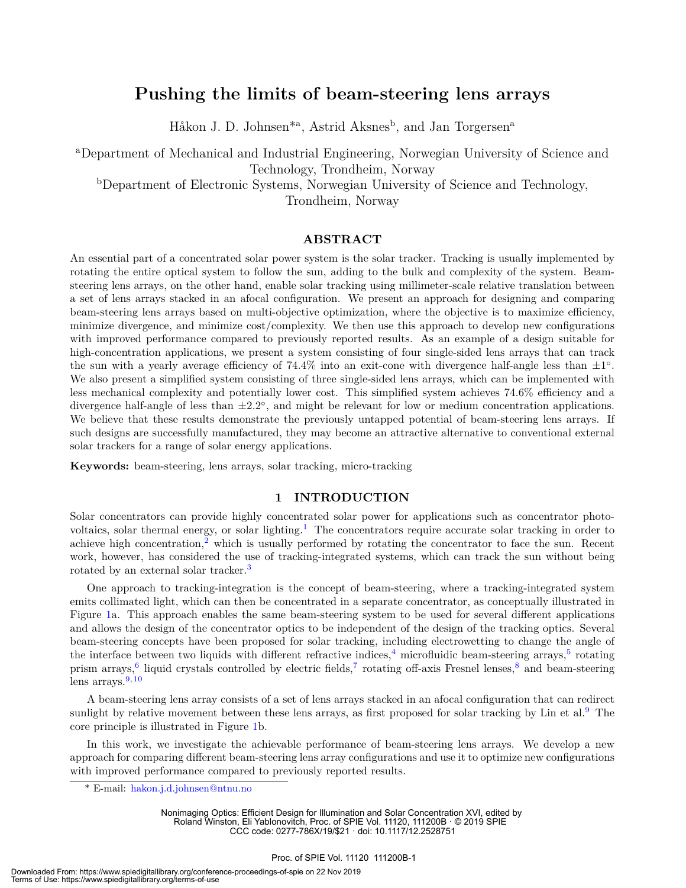# Pushing the limits of beam-steering lens arrays

Håkon J. D. Johnsen*[a], Astrid Aksnes[b], and Jan Torgersen[a]

[a]Department of Mechanical and Industrial Engineering, Norwegian University of Science and Technology, Trondheim, Norway

[b]Department of Electronic Systems, Norwegian University of Science and Technology, Trondheim, Norway

## ABSTRACT

An essential part of a concentrated solar power system is the solar tracker. Tracking is usually implemented by rotating the entire optical system to follow the sun, adding to the bulk and complexity of the system. Beam-steering lens arrays, on the other hand, enable solar tracking using millimeter-scale relative translation between a set of lens arrays stacked in an afocal configuration. We present an approach for designing and comparing beam-steering lens arrays based on multi-objective optimization, where the objective is to maximize efficiency, minimize divergence, and minimize cost/complexity. We then use this approach to develop new configurations with improved performance compared to previously reported results. As an example of a design suitable for high-concentration applications, we present a system consisting of four single-sided lens arrays that can track the sun with a yearly average efficiency of 74.4% into an exit-cone with divergence half-angle less than $\pm1°$. We also present a simplified system consisting of three single-sided lens arrays, which can be implemented with less mechanical complexity and potentially lower cost. This simplified system achieves 74.6% efficiency and a divergence half-angle of less than $\pm2.2°$, and might be relevant for low or medium concentration applications. We believe that these results demonstrate the previously untapped potential of beam-steering lens arrays. If such designs are successfully manufactured, they may become an attractive alternative to conventional external solar trackers for a range of solar energy applications.

**Keywords:** beam-steering, lens arrays, solar tracking, micro-tracking

## 1 INTRODUCTION

Solar concentrators can provide highly concentrated solar power for applications such as concentrator photovoltaics, solar thermal energy, or solar lighting.[1] The concentrators require accurate solar tracking in order to achieve high concentration,[2] which is usually performed by rotating the concentrator to face the sun. Recent work, however, has considered the use of tracking-integrated systems, which can track the sun without being rotated by an external solar tracker.[3]

One approach to tracking-integration is the concept of beam-steering, where a tracking-integrated system emits collimated light, which can then be concentrated in a separate concentrator, as conceptually illustrated in Figure 1a. This approach enables the same beam-steering system to be used for several different applications and allows the design of the concentrator optics to be independent of the design of the tracking optics. Several beam-steering concepts have been proposed for solar tracking, including electrowetting to change the angle of the interface between two liquids with different refractive indices,[4] microfluidic beam-steering arrays,[5] rotating prism arrays,[6] liquid crystals controlled by electric fields,[7] rotating off-axis Fresnel lenses,[8] and beam-steering lens arrays.[9,10]

A beam-steering lens array consists of a set of lens arrays stacked in an afocal configuration that can redirect sunlight by relative movement between these lens arrays, as first proposed for solar tracking by Lin et al.[9] The core principle is illustrated in Figure 1b.

In this work, we investigate the achievable performance of beam-steering lens arrays. We develop a new approach for comparing different beam-steering lens array configurations and use it to optimize new configurations with improved performance compared to previously reported results.

\* E-mail: hakon.j.d.johnsen@ntnu.no

Nonimaging Optics: Efficient Design for Illumination and Solar Concentration XVI, edited by Roland Winston, Eli Yablonovitch, Proc. of SPIE Vol. 11120, 111200B · © 2019 SPIE CCC code: 0277-786X/19/$21 · doi: 10.1117/12.2528751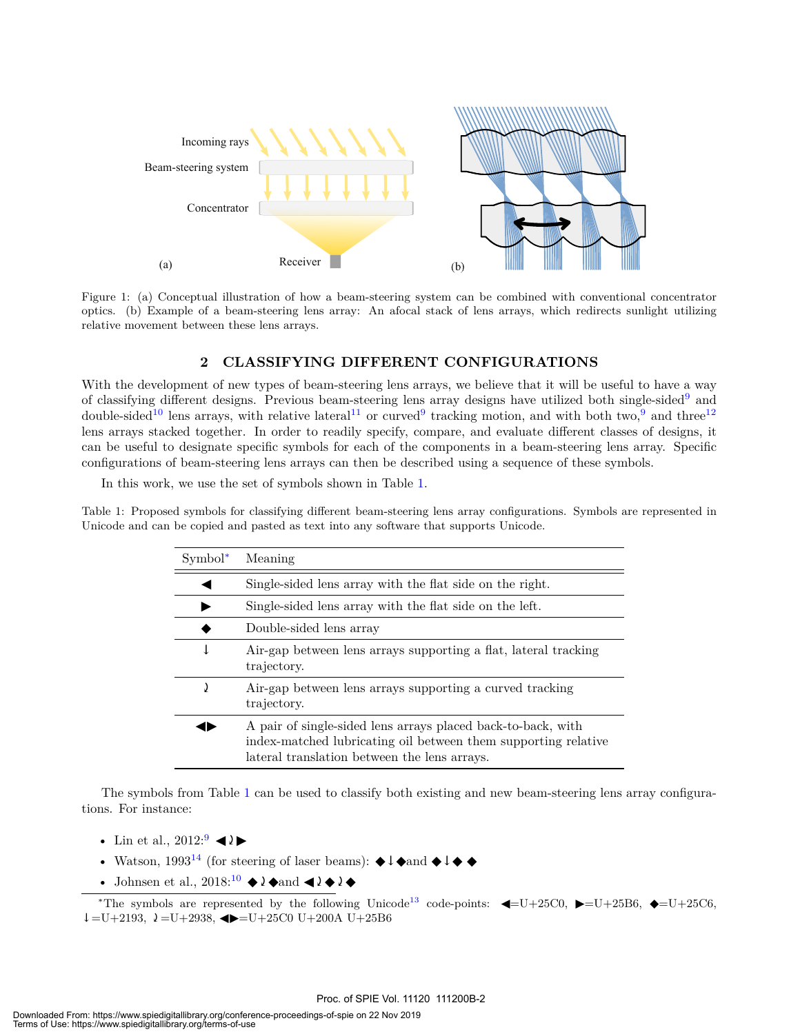Figure 1: (a) Conceptual illustration of how a beam-steering system can be combined with conventional concentrator optics. (b) Example of a beam-steering lens array: An afocal stack of lens arrays, which redirects sunlight utilizing relative movement between these lens arrays.

## 2 CLASSIFYING DIFFERENT CONFIGURATIONS

With the development of new types of beam-steering lens arrays, we believe that it will be useful to have a way of classifying different designs. Previous beam-steering lens array designs have utilized both single-sided[9] and double-sided[10] lens arrays, with relative lateral[11] or curved[9] tracking motion, and with both two,[9] and three[12] lens arrays stacked together. In order to readily specify, compare, and evaluate different classes of designs, it can be useful to designate specific symbols for each of the components in a beam-steering lens array. Specific configurations of beam-steering lens arrays can then be described using a sequence of these symbols.

In this work, we use the set of symbols shown in Table 1.

Table 1: Proposed symbols for classifying different beam-steering lens array configurations. Symbols are represented in Unicode and can be copied and pasted as text into any software that supports Unicode.

| Symbol* | Meaning |
|---|---|
| ◀ | Single-sided lens array with the flat side on the right. |
| ▶ | Single-sided lens array with the flat side on the left. |
| ◆ | Double-sided lens array |
| ↓ | Air-gap between lens arrays supporting a flat, lateral tracking trajectory. |
| ⤸ | Air-gap between lens arrays supporting a curved tracking trajectory. |
| ◀▶ | A pair of single-sided lens arrays placed back-to-back, with index-matched lubricating oil between them supporting relative lateral translation between the lens arrays. |

The symbols from Table 1 can be used to classify both existing and new beam-steering lens array configurations. For instance:

- Lin et al., 2012:[9] ◀⤸▶
- Watson, 1993[14] (for steering of laser beams): ◆↓◆and ◆↓◆ ◆
- Johnsen et al., 2018:[10] ◆⤸◆and ◀⤸◆⤸◆

*The symbols are represented by the following Unicode[13] code-points: ◀=U+25C0, ▶=U+25B6, ◆=U+25C6, ↓=U+2193, ⤸=U+2938, ◀▶=U+25C0 U+200A U+25B6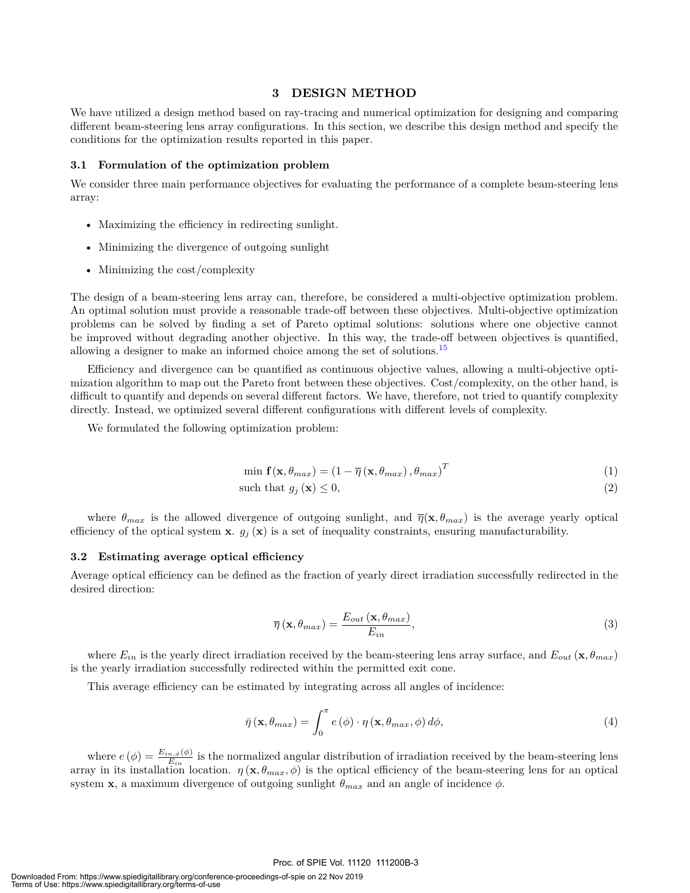## 3 DESIGN METHOD

We have utilized a design method based on ray-tracing and numerical optimization for designing and comparing different beam-steering lens array configurations. In this section, we describe this design method and specify the conditions for the optimization results reported in this paper.

### 3.1 Formulation of the optimization problem

We consider three main performance objectives for evaluating the performance of a complete beam-steering lens array:

- Maximizing the efficiency in redirecting sunlight.
- Minimizing the divergence of outgoing sunlight
- Minimizing the cost/complexity

The design of a beam-steering lens array can, therefore, be considered a multi-objective optimization problem. An optimal solution must provide a reasonable trade-off between these objectives. Multi-objective optimization problems can be solved by finding a set of Pareto optimal solutions: solutions where one objective cannot be improved without degrading another objective. In this way, the trade-off between objectives is quantified, allowing a designer to make an informed choice among the set of solutions.[15]

Efficiency and divergence can be quantified as continuous objective values, allowing a multi-objective optimization algorithm to map out the Pareto front between these objectives. Cost/complexity, on the other hand, is difficult to quantify and depends on several different factors. We have, therefore, not tried to quantify complexity directly. Instead, we optimized several different configurations with different levels of complexity.

We formulated the following optimization problem:

$$\min \mathbf{f}(\mathbf{x}, \theta_{max}) = \left(1 - \overline{\eta}\left(\mathbf{x}, \theta_{max}\right), \theta_{max}\right)^T \tag{1}$$

$$\text{such that } g_j\left(\mathbf{x}\right) \leq 0, \tag{2}$$

where $\theta_{max}$ is the allowed divergence of outgoing sunlight, and $\overline{\eta}(\mathbf{x}, \theta_{max})$ is the average yearly optical efficiency of the optical system $\mathbf{x}$. $g_j\left(\mathbf{x}\right)$ is a set of inequality constraints, ensuring manufacturability.

### 3.2 Estimating average optical efficiency

Average optical efficiency can be defined as the fraction of yearly direct irradiation successfully redirected in the desired direction:

$$\overline{\eta}\left(\mathbf{x}, \theta_{max}\right) = \frac{E_{out}\left(\mathbf{x}, \theta_{max}\right)}{E_{in}}, \tag{3}$$

where $E_{in}$ is the yearly direct irradiation received by the beam-steering lens array surface, and $E_{out}\left(\mathbf{x}, \theta_{max}\right)$ is the yearly irradiation successfully redirected within the permitted exit cone.

This average efficiency can be estimated by integrating across all angles of incidence:

$$\bar{\eta}\left(\mathbf{x}, \theta_{max}\right) = \int_0^{\pi} e\left(\phi\right) \cdot \eta\left(\mathbf{x}, \theta_{max}, \phi\right) d\phi, \tag{4}$$

where $e\left(\phi\right) = \frac{E_{in,\phi}(\phi)}{E_{in}}$ is the normalized angular distribution of irradiation received by the beam-steering lens array in its installation location. $\eta\left(\mathbf{x}, \theta_{max}, \phi\right)$ is the optical efficiency of the beam-steering lens for an optical system $\mathbf{x}$, a maximum divergence of outgoing sunlight $\theta_{max}$ and an angle of incidence $\phi$.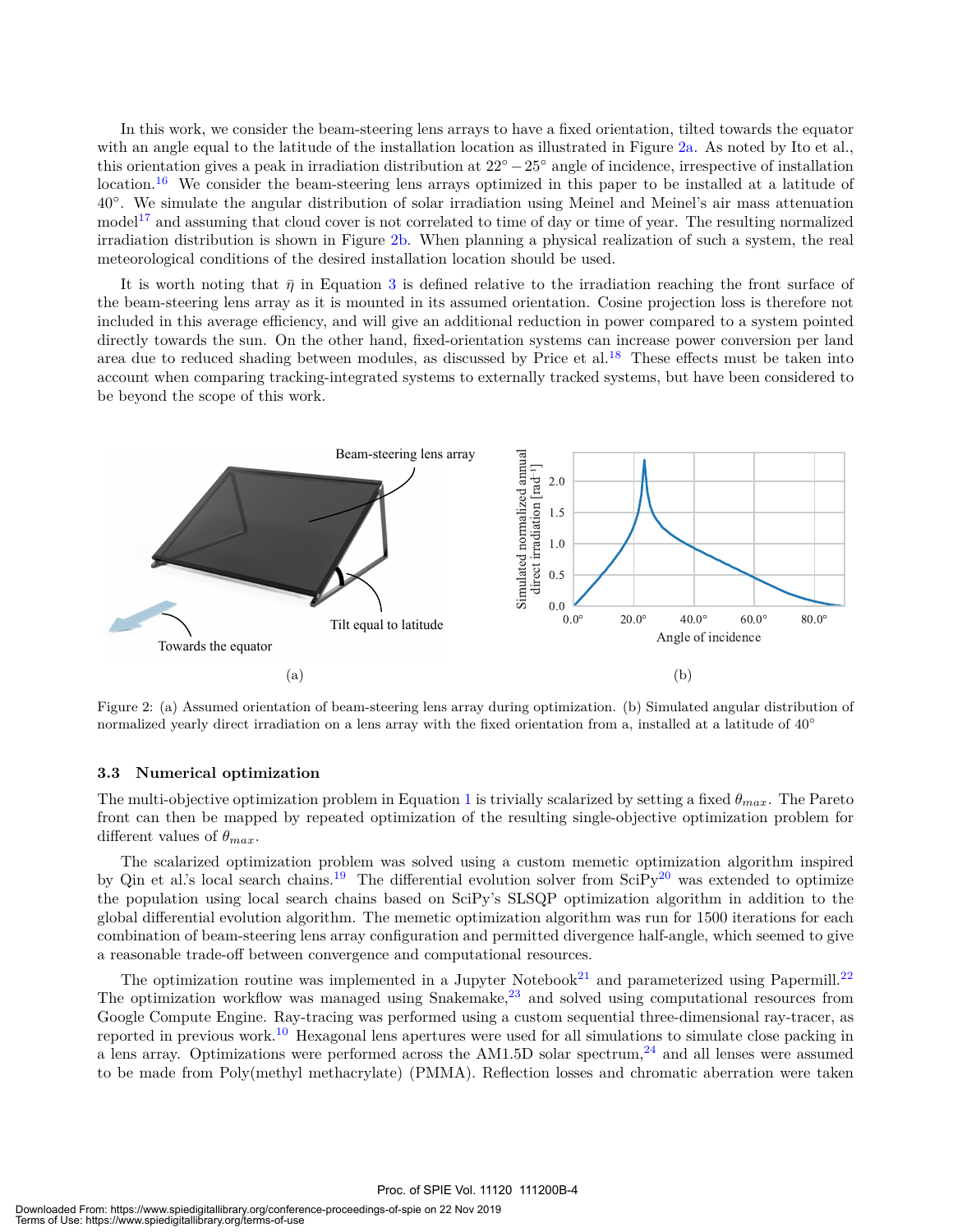In this work, we consider the beam-steering lens arrays to have a fixed orientation, tilted towards the equator with an angle equal to the latitude of the installation location as illustrated in Figure 2a. As noted by Ito et al., this orientation gives a peak in irradiation distribution at $22° - 25°$ angle of incidence, irrespective of installation location.[16] We consider the beam-steering lens arrays optimized in this paper to be installed at a latitude of 40°. We simulate the angular distribution of solar irradiation using Meinel and Meinel's air mass attenuation model[17] and assuming that cloud cover is not correlated to time of day or time of year. The resulting normalized irradiation distribution is shown in Figure 2b. When planning a physical realization of such a system, the real meteorological conditions of the desired installation location should be used.

It is worth noting that $\bar{\eta}$ in Equation 3 is defined relative to the irradiation reaching the front surface of the beam-steering lens array as it is mounted in its assumed orientation. Cosine projection loss is therefore not included in this average efficiency, and will give an additional reduction in power compared to a system pointed directly towards the sun. On the other hand, fixed-orientation systems can increase power conversion per land area due to reduced shading between modules, as discussed by Price et al.[18] These effects must be taken into account when comparing tracking-integrated systems to externally tracked systems, but have been considered to be beyond the scope of this work.

Figure 2: (a) Assumed orientation of beam-steering lens array during optimization. (b) Simulated angular distribution of normalized yearly direct irradiation on a lens array with the fixed orientation from a, installed at a latitude of 40°

### 3.3 Numerical optimization

The multi-objective optimization problem in Equation 1 is trivially scalarized by setting a fixed $\theta_{max}$. The Pareto front can then be mapped by repeated optimization of the resulting single-objective optimization problem for different values of $\theta_{max}$.

The scalarized optimization problem was solved using a custom memetic optimization algorithm inspired by Qin et al.'s local search chains.[19] The differential evolution solver from SciPy[20] was extended to optimize the population using local search chains based on SciPy's SLSQP optimization algorithm in addition to the global differential evolution algorithm. The memetic optimization algorithm was run for 1500 iterations for each combination of beam-steering lens array configuration and permitted divergence half-angle, which seemed to give a reasonable trade-off between convergence and computational resources.

The optimization routine was implemented in a Jupyter Notebook[21] and parameterized using Papermill.[22] The optimization workflow was managed using Snakemake,[23] and solved using computational resources from Google Compute Engine. Ray-tracing was performed using a custom sequential three-dimensional ray-tracer, as reported in previous work.[10] Hexagonal lens apertures were used for all simulations to simulate close packing in a lens array. Optimizations were performed across the AM1.5D solar spectrum,[24] and all lenses were assumed to be made from Poly(methyl methacrylate) (PMMA). Reflection losses and chromatic aberration were taken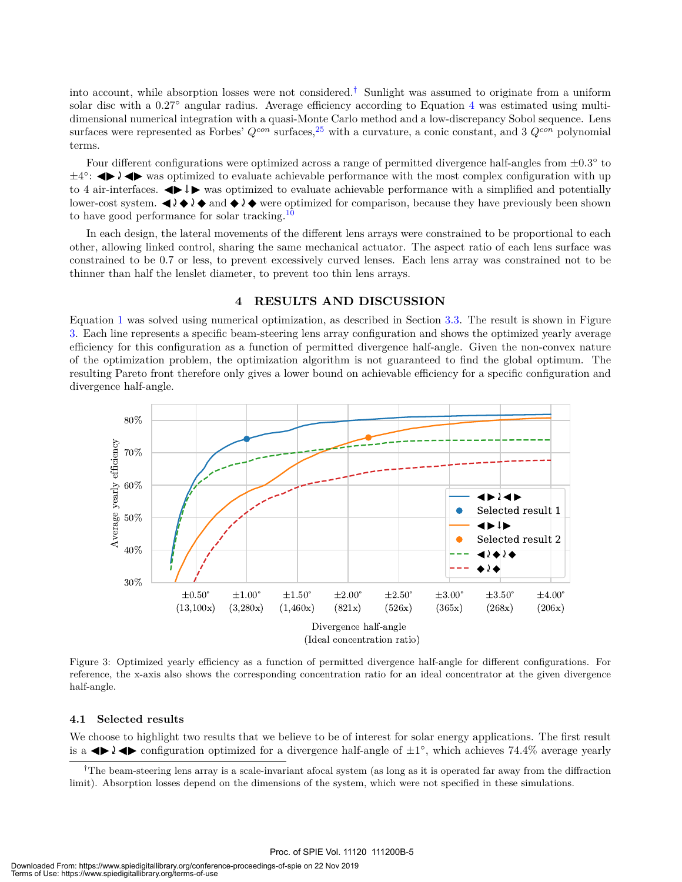into account, while absorption losses were not considered.† Sunlight was assumed to originate from a uniform solar disc with a 0.27° angular radius. Average efficiency according to Equation 4 was estimated using multi-dimensional numerical integration with a quasi-Monte Carlo method and a low-discrepancy Sobol sequence. Lens surfaces were represented as Forbes' $Q^{con}$ surfaces,[25] with a curvature, a conic constant, and 3 $Q^{con}$ polynomial terms.

Four different configurations were optimized across a range of permitted divergence half-angles from ±0.3° to ±4°: ◀▶≀◀▶ was optimized to evaluate achievable performance with the most complex configuration with up to 4 air-interfaces. ◀▶↓▶ was optimized to evaluate achievable performance with a simplified and potentially lower-cost system. ◀≀◆≀◆ and ◆≀◆ were optimized for comparison, because they have previously been shown to have good performance for solar tracking.[10]

In each design, the lateral movements of the different lens arrays were constrained to be proportional to each other, allowing linked control, sharing the same mechanical actuator. The aspect ratio of each lens surface was constrained to be 0.7 or less, to prevent excessively curved lenses. Each lens array was constrained not to be thinner than half the lenslet diameter, to prevent too thin lens arrays.

## 4 RESULTS AND DISCUSSION

Equation 1 was solved using numerical optimization, as described in Section 3.3. The result is shown in Figure 3. Each line represents a specific beam-steering lens array configuration and shows the optimized yearly average efficiency for this configuration as a function of permitted divergence half-angle. Given the non-convex nature of the optimization problem, the optimization algorithm is not guaranteed to find the global optimum. The resulting Pareto front therefore only gives a lower bound on achievable efficiency for a specific configuration and divergence half-angle.

Figure 3: Optimized yearly efficiency as a function of permitted divergence half-angle for different configurations. For reference, the x-axis also shows the corresponding concentration ratio for an ideal concentrator at the given divergence half-angle.

### 4.1 Selected results

We choose to highlight two results that we believe to be of interest for solar energy applications. The first result is a ◀▶≀◀▶ configuration optimized for a divergence half-angle of ±1°, which achieves 74.4% average yearly

†The beam-steering lens array is a scale-invariant afocal system (as long as it is operated far away from the diffraction limit). Absorption losses depend on the dimensions of the system, which were not specified in these simulations.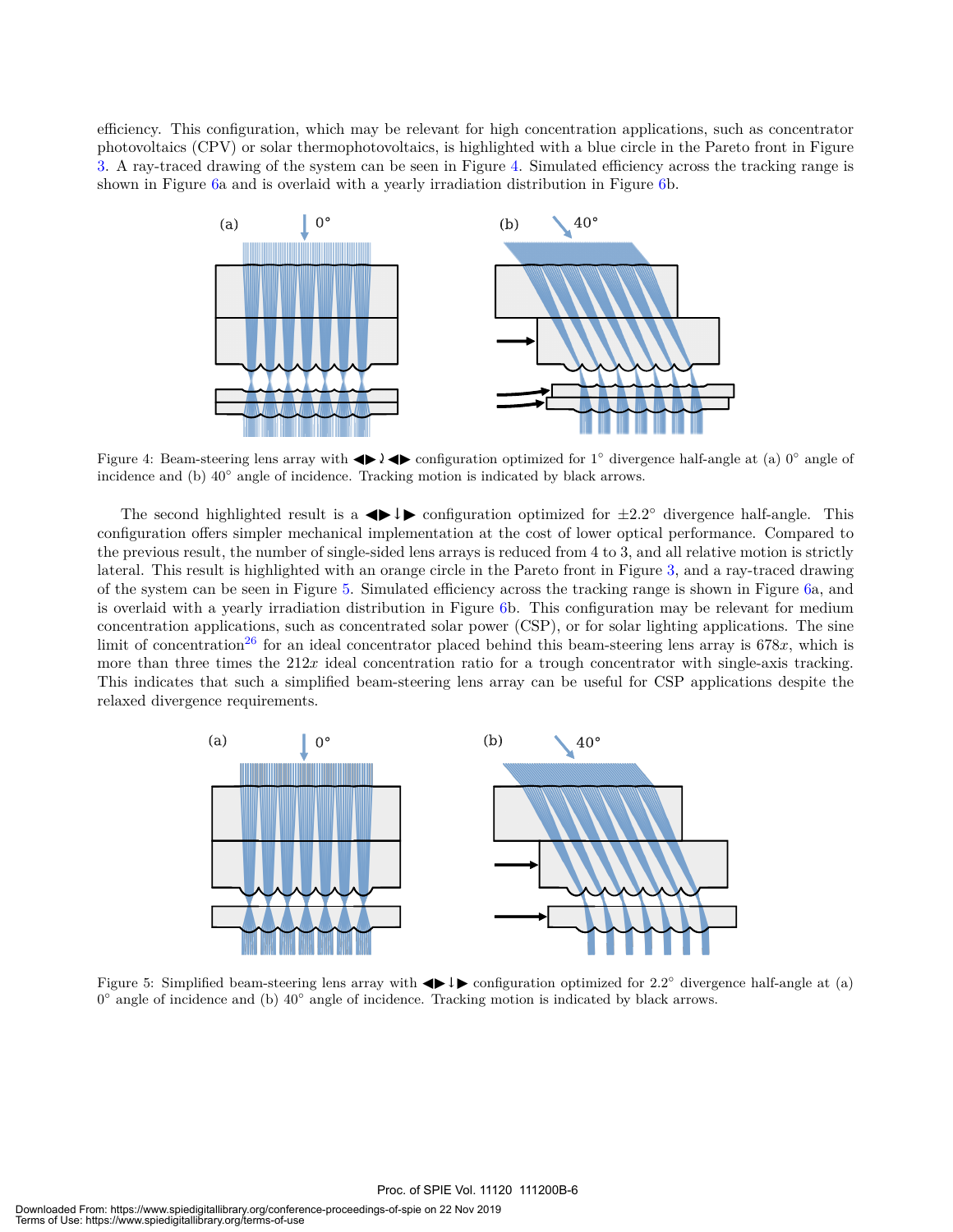efficiency. This configuration, which may be relevant for high concentration applications, such as concentrator photovoltaics (CPV) or solar thermophotovoltaics, is highlighted with a blue circle in the Pareto front in Figure 3. A ray-traced drawing of the system can be seen in Figure 4. Simulated efficiency across the tracking range is shown in Figure 6a and is overlaid with a yearly irradiation distribution in Figure 6b.

Figure 4: Beam-steering lens array with ◀▶≀◀▶ configuration optimized for 1° divergence half-angle at (a) 0° angle of incidence and (b) 40° angle of incidence. Tracking motion is indicated by black arrows.

The second highlighted result is a ◀▶↓▶ configuration optimized for ±2.2° divergence half-angle. This configuration offers simpler mechanical implementation at the cost of lower optical performance. Compared to the previous result, the number of single-sided lens arrays is reduced from 4 to 3, and all relative motion is strictly lateral. This result is highlighted with an orange circle in the Pareto front in Figure 3, and a ray-traced drawing of the system can be seen in Figure 5. Simulated efficiency across the tracking range is shown in Figure 6a, and is overlaid with a yearly irradiation distribution in Figure 6b. This configuration may be relevant for medium concentration applications, such as concentrated solar power (CSP), or for solar lighting applications. The sine limit of concentration[26] for an ideal concentrator placed behind this beam-steering lens array is $678x$, which is more than three times the $212x$ ideal concentration ratio for a trough concentrator with single-axis tracking. This indicates that such a simplified beam-steering lens array can be useful for CSP applications despite the relaxed divergence requirements.

Figure 5: Simplified beam-steering lens array with ◀▶↓▶ configuration optimized for 2.2° divergence half-angle at (a) 0° angle of incidence and (b) 40° angle of incidence. Tracking motion is indicated by black arrows.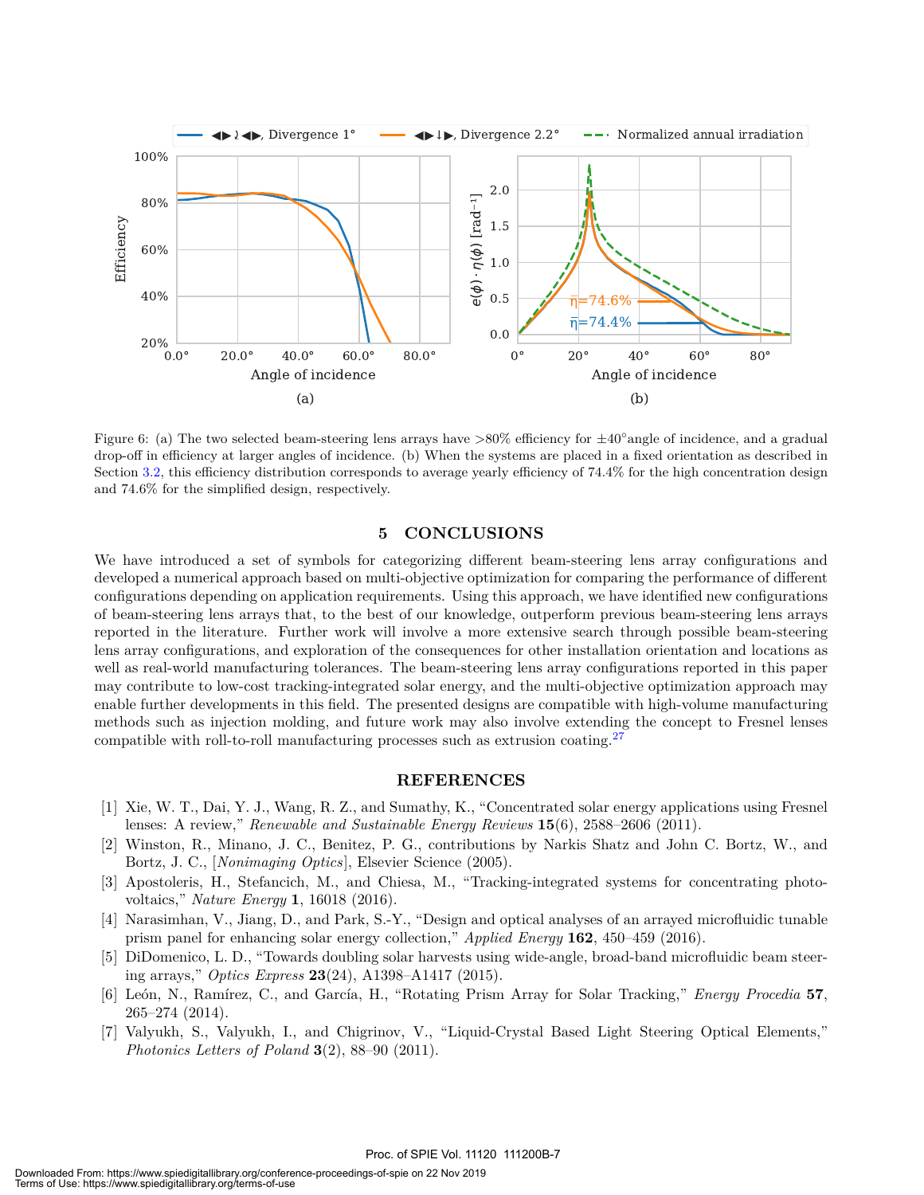Figure 6: (a) The two selected beam-steering lens arrays have >80% efficiency for ±40°angle of incidence, and a gradual drop-off in efficiency at larger angles of incidence. (b) When the systems are placed in a fixed orientation as described in Section 3.2, this efficiency distribution corresponds to average yearly efficiency of 74.4% for the high concentration design and 74.6% for the simplified design, respectively.

## 5 CONCLUSIONS

We have introduced a set of symbols for categorizing different beam-steering lens array configurations and developed a numerical approach based on multi-objective optimization for comparing the performance of different configurations depending on application requirements. Using this approach, we have identified new configurations of beam-steering lens arrays that, to the best of our knowledge, outperform previous beam-steering lens arrays reported in the literature. Further work will involve a more extensive search through possible beam-steering lens array configurations, and exploration of the consequences for other installation orientation and locations as well as real-world manufacturing tolerances. The beam-steering lens array configurations reported in this paper may contribute to low-cost tracking-integrated solar energy, and the multi-objective optimization approach may enable further developments in this field. The presented designs are compatible with high-volume manufacturing methods such as injection molding, and future work may also involve extending the concept to Fresnel lenses compatible with roll-to-roll manufacturing processes such as extrusion coating.[27]

## REFERENCES

[1] Xie, W. T., Dai, Y. J., Wang, R. Z., and Sumathy, K., "Concentrated solar energy applications using Fresnel lenses: A review," *Renewable and Sustainable Energy Reviews* **15**(6), 2588–2606 (2011).

[2] Winston, R., Minano, J. C., Benitez, P. G., contributions by Narkis Shatz and John C. Bortz, W., and Bortz, J. C., [*Nonimaging Optics*], Elsevier Science (2005).

[3] Apostoleris, H., Stefancich, M., and Chiesa, M., "Tracking-integrated systems for concentrating photovoltaics," *Nature Energy* **1**, 16018 (2016).

[4] Narasimhan, V., Jiang, D., and Park, S.-Y., "Design and optical analyses of an arrayed microfluidic tunable prism panel for enhancing solar energy collection," *Applied Energy* **162**, 450–459 (2016).

[5] DiDomenico, L. D., "Towards doubling solar harvests using wide-angle, broad-band microfluidic beam steering arrays," *Optics Express* **23**(24), A1398–A1417 (2015).

[6] León, N., Ramírez, C., and García, H., "Rotating Prism Array for Solar Tracking," *Energy Procedia* **57**, 265–274 (2014).

[7] Valyukh, S., Valyukh, I., and Chigrinov, V., "Liquid-Crystal Based Light Steering Optical Elements," *Photonics Letters of Poland* **3**(2), 88–90 (2011).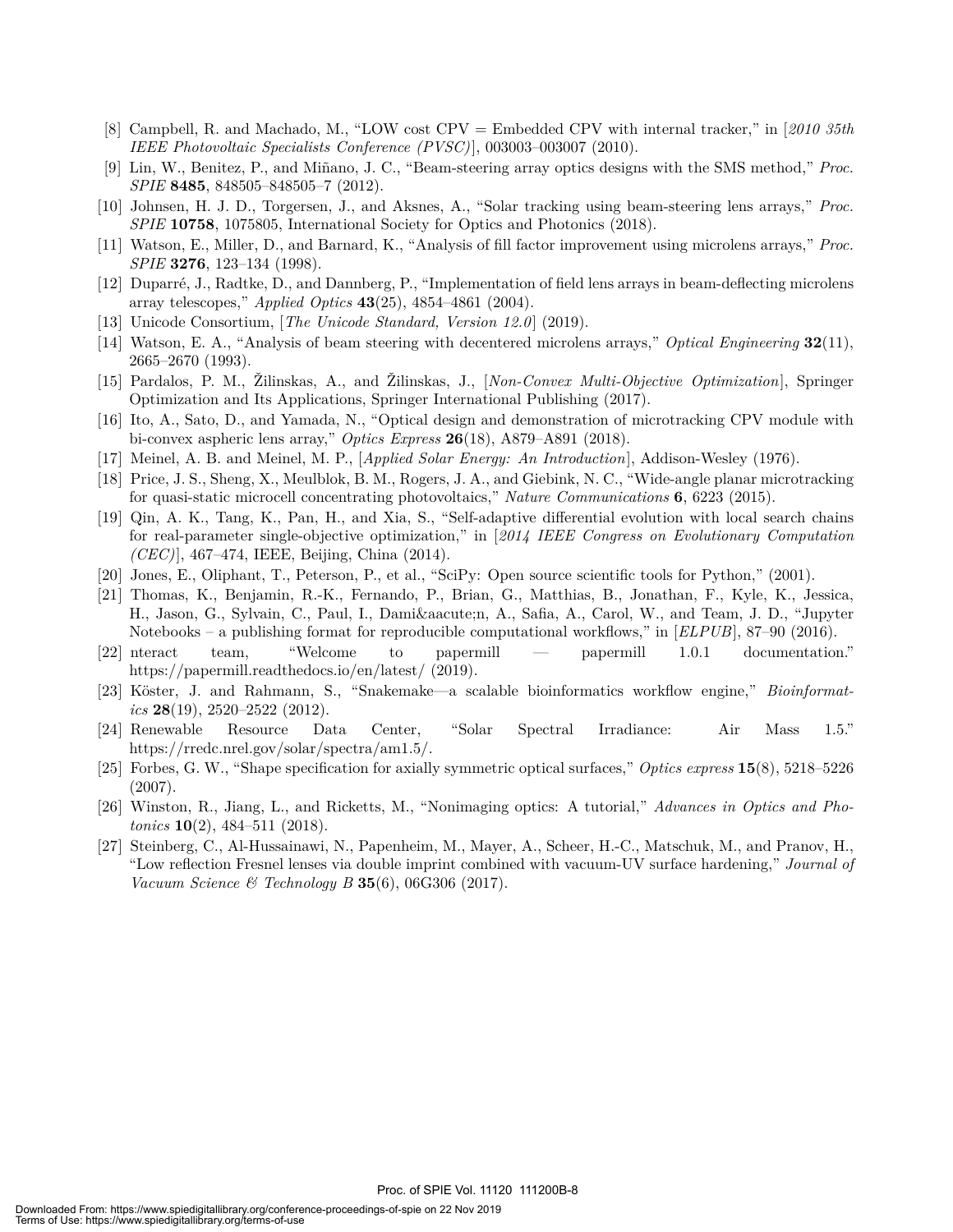[8] Campbell, R. and Machado, M., "LOW cost CPV = Embedded CPV with internal tracker," in [*2010 35th IEEE Photovoltaic Specialists Conference (PVSC)*], 003003–003007 (2010).

[9] Lin, W., Benitez, P., and Miñano, J. C., "Beam-steering array optics designs with the SMS method," *Proc. SPIE* **8485**, 848505–848505–7 (2012).

[10] Johnsen, H. J. D., Torgersen, J., and Aksnes, A., "Solar tracking using beam-steering lens arrays," *Proc. SPIE* **10758**, 1075805, International Society for Optics and Photonics (2018).

[11] Watson, E., Miller, D., and Barnard, K., "Analysis of fill factor improvement using microlens arrays," *Proc. SPIE* **3276**, 123–134 (1998).

[12] Duparré, J., Radtke, D., and Dannberg, P., "Implementation of field lens arrays in beam-deflecting microlens array telescopes," *Applied Optics* **43**(25), 4854–4861 (2004).

[13] Unicode Consortium, [*The Unicode Standard, Version 12.0*] (2019).

[14] Watson, E. A., "Analysis of beam steering with decentered microlens arrays," *Optical Engineering* **32**(11), 2665–2670 (1993).

[15] Pardalos, P. M., Žilinskas, A., and Žilinskas, J., [*Non-Convex Multi-Objective Optimization*], Springer Optimization and Its Applications, Springer International Publishing (2017).

[16] Ito, A., Sato, D., and Yamada, N., "Optical design and demonstration of microtracking CPV module with bi-convex aspheric lens array," *Optics Express* **26**(18), A879–A891 (2018).

[17] Meinel, A. B. and Meinel, M. P., [*Applied Solar Energy: An Introduction*], Addison-Wesley (1976).

[18] Price, J. S., Sheng, X., Meulblok, B. M., Rogers, J. A., and Giebink, N. C., "Wide-angle planar microtracking for quasi-static microcell concentrating photovoltaics," *Nature Communications* **6**, 6223 (2015).

[19] Qin, A. K., Tang, K., Pan, H., and Xia, S., "Self-adaptive differential evolution with local search chains for real-parameter single-objective optimization," in [*2014 IEEE Congress on Evolutionary Computation (CEC)*], 467–474, IEEE, Beijing, China (2014).

[20] Jones, E., Oliphant, T., Peterson, P., et al., "SciPy: Open source scientific tools for Python," (2001).

[21] Thomas, K., Benjamin, R.-K., Fernando, P., Brian, G., Matthias, B., Jonathan, F., Kyle, K., Jessica, H., Jason, G., Sylvain, C., Paul, I., Dami&aacute;n, A., Safia, A., Carol, W., and Team, J. D., "Jupyter Notebooks – a publishing format for reproducible computational workflows," in [*ELPUB*], 87–90 (2016).

[22] nteract team, "Welcome to papermill — papermill 1.0.1 documentation." https://papermill.readthedocs.io/en/latest/ (2019).

[23] Köster, J. and Rahmann, S., "Snakemake—a scalable bioinformatics workflow engine," *Bioinformatics* **28**(19), 2520–2522 (2012).

[24] Renewable Resource Data Center, "Solar Spectral Irradiance: Air Mass 1.5." https://rredc.nrel.gov/solar/spectra/am1.5/.

[25] Forbes, G. W., "Shape specification for axially symmetric optical surfaces," *Optics express* **15**(8), 5218–5226 (2007).

[26] Winston, R., Jiang, L., and Ricketts, M., "Nonimaging optics: A tutorial," *Advances in Optics and Photonics* **10**(2), 484–511 (2018).

[27] Steinberg, C., Al-Hussainawi, N., Papenheim, M., Mayer, A., Scheer, H.-C., Matschuk, M., and Pranov, H., "Low reflection Fresnel lenses via double imprint combined with vacuum-UV surface hardening," *Journal of Vacuum Science & Technology B* **35**(6), 06G306 (2017).